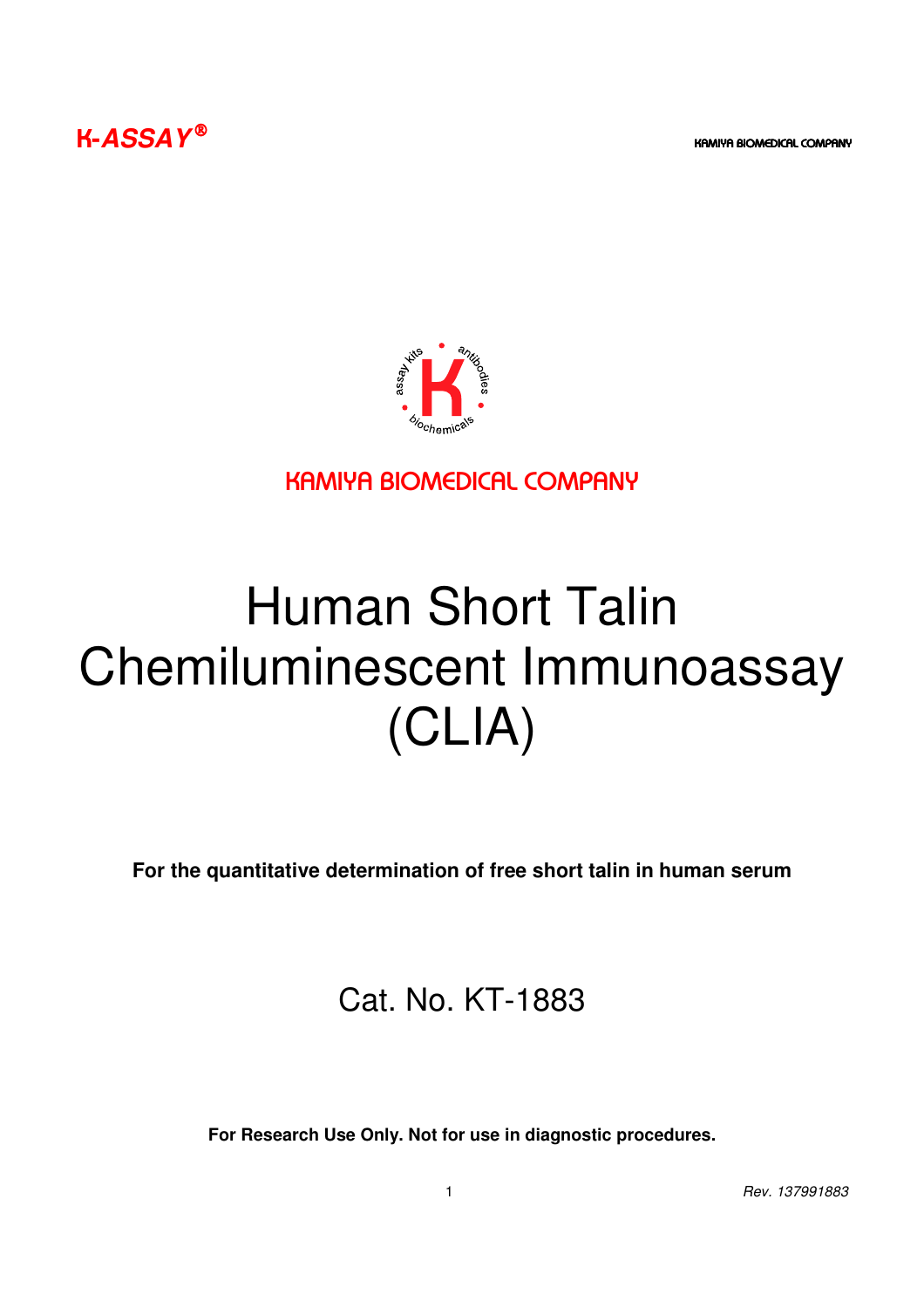K-ASSAY®

KAMIYA BIOMEDICAL COMPANY

KAMIYA BIOMEDICAL COMPANY

# Human Short Talin Chemiluminescent Immunoassay (CLIA)

**For the quantitative determination of free short talin in human serum**

Cat. No. KT-1883

**For Research Use Only. Not for use in diagnostic procedures.**

*Rev. 137991883*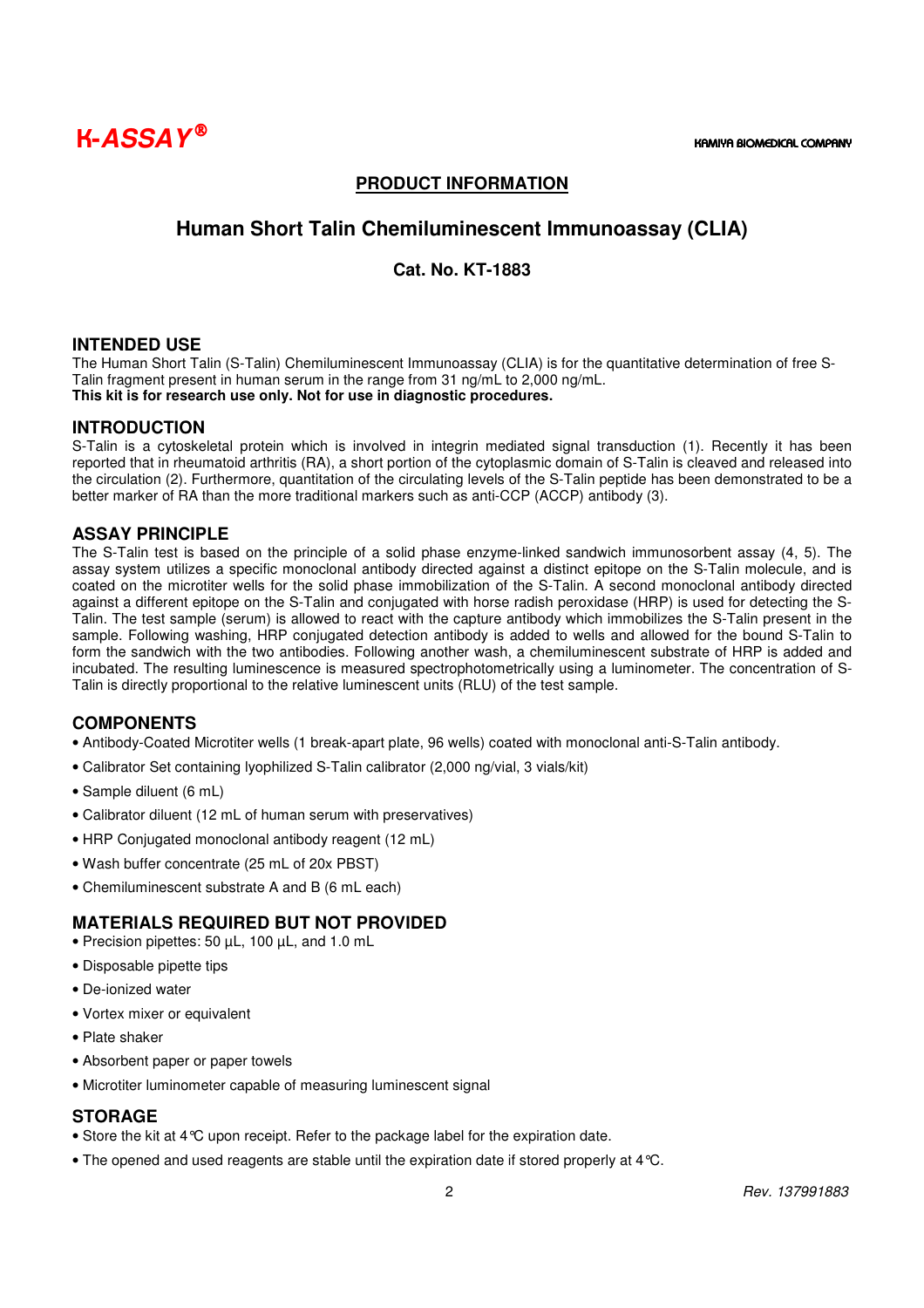## PRODUCT INFORMATION

# Human Short Talin Chemiluminescent Immunoassay (CLIA)

### Cat. No. KT-1883

## INTENDED USE

The Human Short Talin (S-Talin) Chemiluminescent Immunoassay (CLIA) is for the quantitative determination of free S-Talin fragment present in human serum in the range from 31 ng/mL to 2,000 ng/mL.
**This kit is for research use only. Not for use in diagnostic procedures.**

## INTRODUCTION

S-Talin is a cytoskeletal protein which is involved in integrin mediated signal transduction (1). Recently it has been reported that in rheumatoid arthritis (RA), a short portion of the cytoplasmic domain of S-Talin is cleaved and released into the circulation (2). Furthermore, quantitation of the circulating levels of the S-Talin peptide has been demonstrated to be a better marker of RA than the more traditional markers such as anti-CCP (ACCP) antibody (3).

## ASSAY PRINCIPLE

The S-Talin test is based on the principle of a solid phase enzyme-linked sandwich immunosorbent assay (4, 5). The assay system utilizes a specific monoclonal antibody directed against a distinct epitope on the S-Talin molecule, and is coated on the microtiter wells for the solid phase immobilization of the S-Talin. A second monoclonal antibody directed against a different epitope on the S-Talin and conjugated with horse radish peroxidase (HRP) is used for detecting the S-Talin. The test sample (serum) is allowed to react with the capture antibody which immobilizes the S-Talin present in the sample. Following washing, HRP conjugated detection antibody is added to wells and allowed for the bound S-Talin to form the sandwich with the two antibodies. Following another wash, a chemiluminescent substrate of HRP is added and incubated. The resulting luminescence is measured spectrophotometrically using a luminometer. The concentration of S-Talin is directly proportional to the relative luminescent units (RLU) of the test sample.

## COMPONENTS

- Antibody-Coated Microtiter wells (1 break-apart plate, 96 wells) coated with monoclonal anti-S-Talin antibody.
- Calibrator Set containing lyophilized S-Talin calibrator (2,000 ng/vial, 3 vials/kit)
- Sample diluent (6 mL)
- Calibrator diluent (12 mL of human serum with preservatives)
- HRP Conjugated monoclonal antibody reagent (12 mL)
- Wash buffer concentrate (25 mL of 20x PBST)
- Chemiluminescent substrate A and B (6 mL each)

## MATERIALS REQUIRED BUT NOT PROVIDED

- Precision pipettes: 50 µL, 100 µL, and 1.0 mL
- Disposable pipette tips
- De-ionized water
- Vortex mixer or equivalent
- Plate shaker
- Absorbent paper or paper towels
- Microtiter luminometer capable of measuring luminescent signal

## STORAGE

- Store the kit at 4°C upon receipt. Refer to the package label for the expiration date.
- The opened and used reagents are stable until the expiration date if stored properly at 4°C.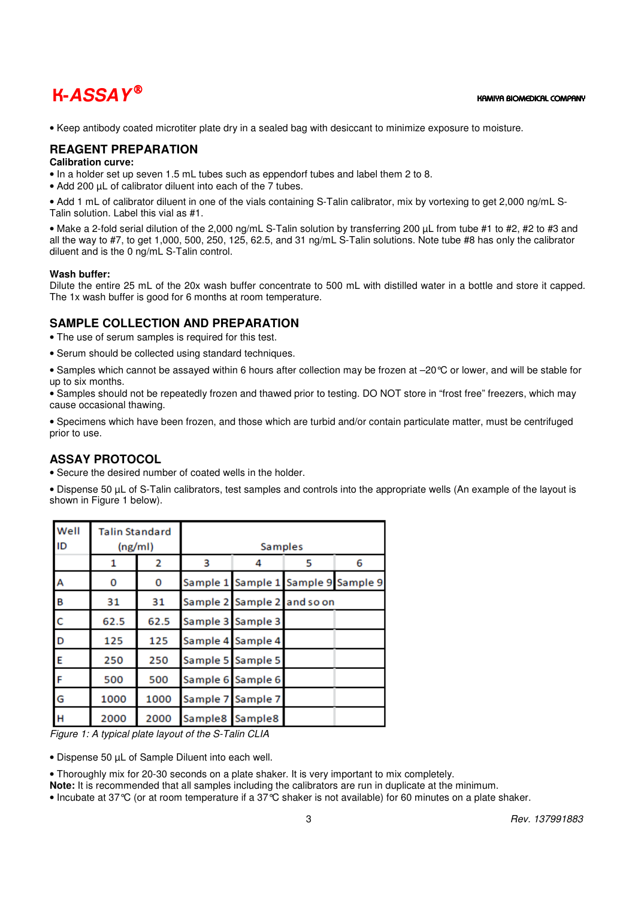• Keep antibody coated microtiter plate dry in a sealed bag with desiccant to minimize exposure to moisture.

## REAGENT PREPARATION

**Calibration curve:**

• In a holder set up seven 1.5 mL tubes such as eppendorf tubes and label them 2 to 8.

• Add 200 µL of calibrator diluent into each of the 7 tubes.

• Add 1 mL of calibrator diluent in one of the vials containing S-Talin calibrator, mix by vortexing to get 2,000 ng/mL S-Talin solution. Label this vial as #1.

• Make a 2-fold serial dilution of the 2,000 ng/mL S-Talin solution by transferring 200 µL from tube #1 to #2, #2 to #3 and all the way to #7, to get 1,000, 500, 250, 125, 62.5, and 31 ng/mL S-Talin solutions. Note tube #8 has only the calibrator diluent and is the 0 ng/mL S-Talin control.

**Wash buffer:**

Dilute the entire 25 mL of the 20x wash buffer concentrate to 500 mL with distilled water in a bottle and store it capped. The 1x wash buffer is good for 6 months at room temperature.

## SAMPLE COLLECTION AND PREPARATION

• The use of serum samples is required for this test.

• Serum should be collected using standard techniques.

• Samples which cannot be assayed within 6 hours after collection may be frozen at –20℃ or lower, and will be stable for up to six months.

• Samples should not be repeatedly frozen and thawed prior to testing. DO NOT store in "frost free" freezers, which may cause occasional thawing.

• Specimens which have been frozen, and those which are turbid and/or contain particulate matter, must be centrifuged prior to use.

## ASSAY PROTOCOL

• Secure the desired number of coated wells in the holder.

• Dispense 50 µL of S-Talin calibrators, test samples and controls into the appropriate wells (An example of the layout is shown in Figure 1 below).

| Well ID | Talin Standard (ng/ml) | | Samples | | | |
|---|---|---|---|---|---|---|
| | 1 | 2 | 3 | 4 | 5 | 6 |
| A | 0 | 0 | Sample 1 | Sample 1 | Sample 9 | Sample 9 |
| B | 31 | 31 | Sample 2 | Sample 2 | and so on | |
| C | 62.5 | 62.5 | Sample 3 | Sample 3 | | |
| D | 125 | 125 | Sample 4 | Sample 4 | | |
| E | 250 | 250 | Sample 5 | Sample 5 | | |
| F | 500 | 500 | Sample 6 | Sample 6 | | |
| G | 1000 | 1000 | Sample 7 | Sample 7 | | |
| H | 2000 | 2000 | Sample8 | Sample8 | | |

*Figure 1: A typical plate layout of the S-Talin CLIA*

• Dispense 50 µL of Sample Diluent into each well.

• Thoroughly mix for 20-30 seconds on a plate shaker. It is very important to mix completely.

**Note:** It is recommended that all samples including the calibrators are run in duplicate at the minimum.

• Incubate at 37℃ (or at room temperature if a 37℃ shaker is not available) for 60 minutes on a plate shaker.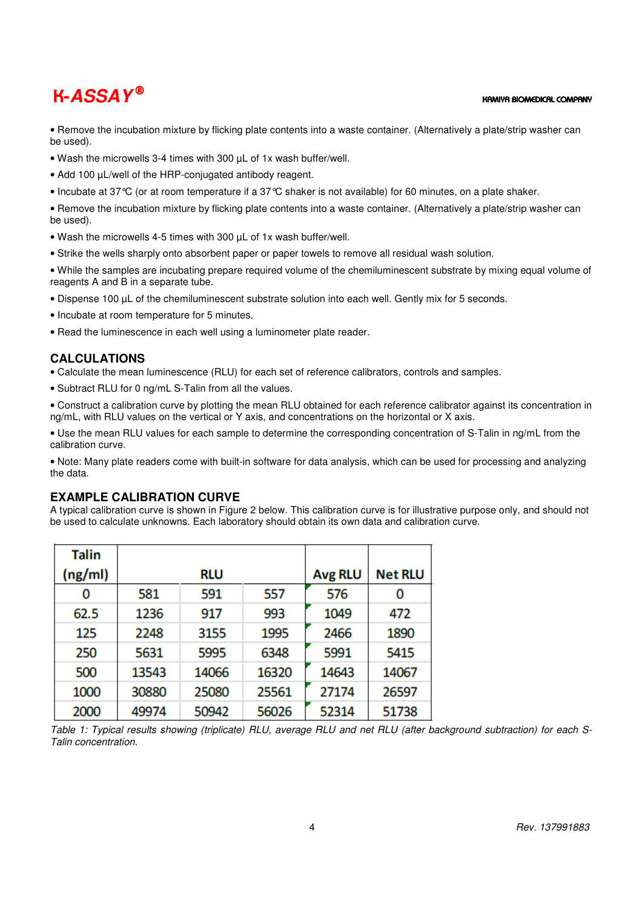- Remove the incubation mixture by flicking plate contents into a waste container. (Alternatively a plate/strip washer can be used).
- Wash the microwells 3-4 times with 300 µL of 1x wash buffer/well.
- Add 100 µL/well of the HRP-conjugated antibody reagent.
- Incubate at 37℃ (or at room temperature if a 37℃ shaker is not available) for 60 minutes, on a plate shaker.
- Remove the incubation mixture by flicking plate contents into a waste container. (Alternatively a plate/strip washer can be used).
- Wash the microwells 4-5 times with 300 µL of 1x wash buffer/well.
- Strike the wells sharply onto absorbent paper or paper towels to remove all residual wash solution.
- While the samples are incubating prepare required volume of the chemiluminescent substrate by mixing equal volume of reagents A and B in a separate tube.
- Dispense 100 µL of the chemiluminescent substrate solution into each well. Gently mix for 5 seconds.
- Incubate at room temperature for 5 minutes.
- Read the luminescence in each well using a luminometer plate reader.

## CALCULATIONS

- Calculate the mean luminescence (RLU) for each set of reference calibrators, controls and samples.
- Subtract RLU for 0 ng/mL S-Talin from all the values.
- Construct a calibration curve by plotting the mean RLU obtained for each reference calibrator against its concentration in ng/mL, with RLU values on the vertical or Y axis, and concentrations on the horizontal or X axis.
- Use the mean RLU values for each sample to determine the corresponding concentration of S-Talin in ng/mL from the calibration curve.
- Note: Many plate readers come with built-in software for data analysis, which can be used for processing and analyzing the data.

## EXAMPLE CALIBRATION CURVE

A typical calibration curve is shown in Figure 2 below. This calibration curve is for illustrative purpose only, and should not be used to calculate unknowns. Each laboratory should obtain its own data and calibration curve.

| Talin (ng/ml) | RLU | | | Avg RLU | Net RLU |
|---|---|---|---|---|---|
| 0 | 581 | 591 | 557 | 576 | 0 |
| 62.5 | 1236 | 917 | 993 | 1049 | 472 |
| 125 | 2248 | 3155 | 1995 | 2466 | 1890 |
| 250 | 5631 | 5995 | 6348 | 5991 | 5415 |
| 500 | 13543 | 14066 | 16320 | 14643 | 14067 |
| 1000 | 30880 | 25080 | 25561 | 27174 | 26597 |
| 2000 | 49974 | 50942 | 56026 | 52314 | 51738 |

*Table 1: Typical results showing (triplicate) RLU, average RLU and net RLU (after background subtraction) for each S-Talin concentration.*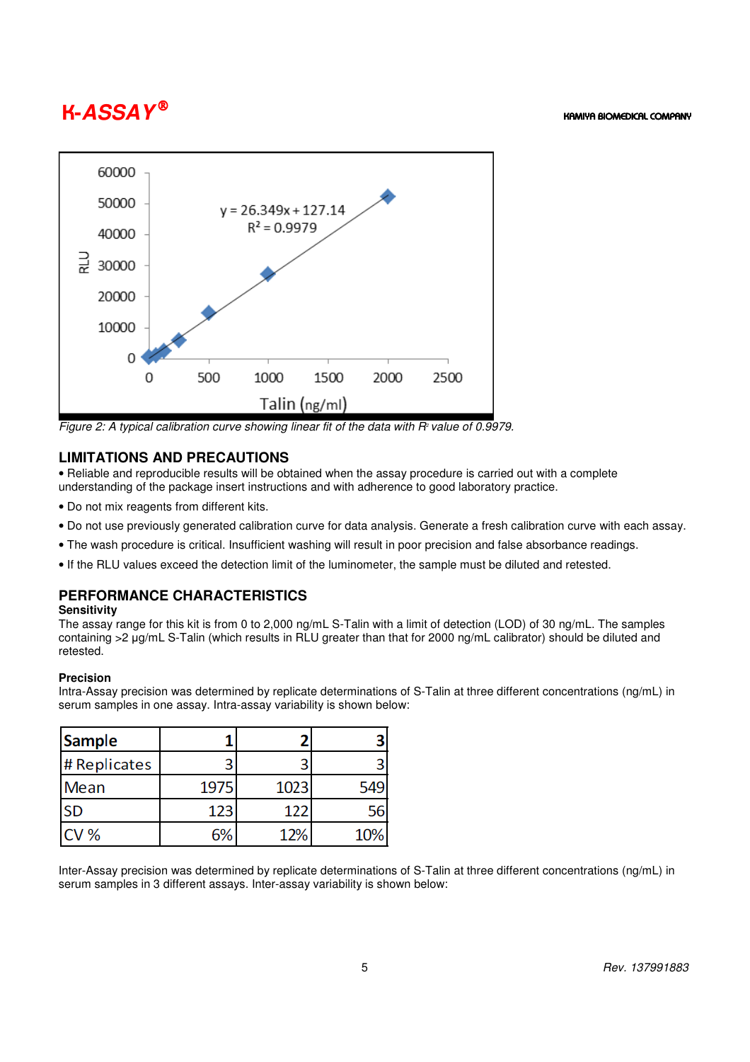Figure 2: A typical calibration curve showing linear fit of the data with $R^2$ value of 0.9979.

## LIMITATIONS AND PRECAUTIONS

• Reliable and reproducible results will be obtained when the assay procedure is carried out with a complete understanding of the package insert instructions and with adherence to good laboratory practice.

• Do not mix reagents from different kits.

• Do not use previously generated calibration curve for data analysis. Generate a fresh calibration curve with each assay.

• The wash procedure is critical. Insufficient washing will result in poor precision and false absorbance readings.

• If the RLU values exceed the detection limit of the luminometer, the sample must be diluted and retested.

## PERFORMANCE CHARACTERISTICS

### Sensitivity

The assay range for this kit is from 0 to 2,000 ng/mL S-Talin with a limit of detection (LOD) of 30 ng/mL. The samples containing >2 µg/mL S-Talin (which results in RLU greater than that for 2000 ng/mL calibrator) should be diluted and retested.

### Precision

Intra-Assay precision was determined by replicate determinations of S-Talin at three different concentrations (ng/mL) in serum samples in one assay. Intra-assay variability is shown below:

| Sample | 1 | 2 | 3 |
|---|---|---|---|
| # Replicates | 3 | 3 | 3 |
| Mean | 1975 | 1023 | 549 |
| SD | 123 | 122 | 56 |
| CV % | 6% | 12% | 10% |

Inter-Assay precision was determined by replicate determinations of S-Talin at three different concentrations (ng/mL) in serum samples in 3 different assays. Inter-assay variability is shown below: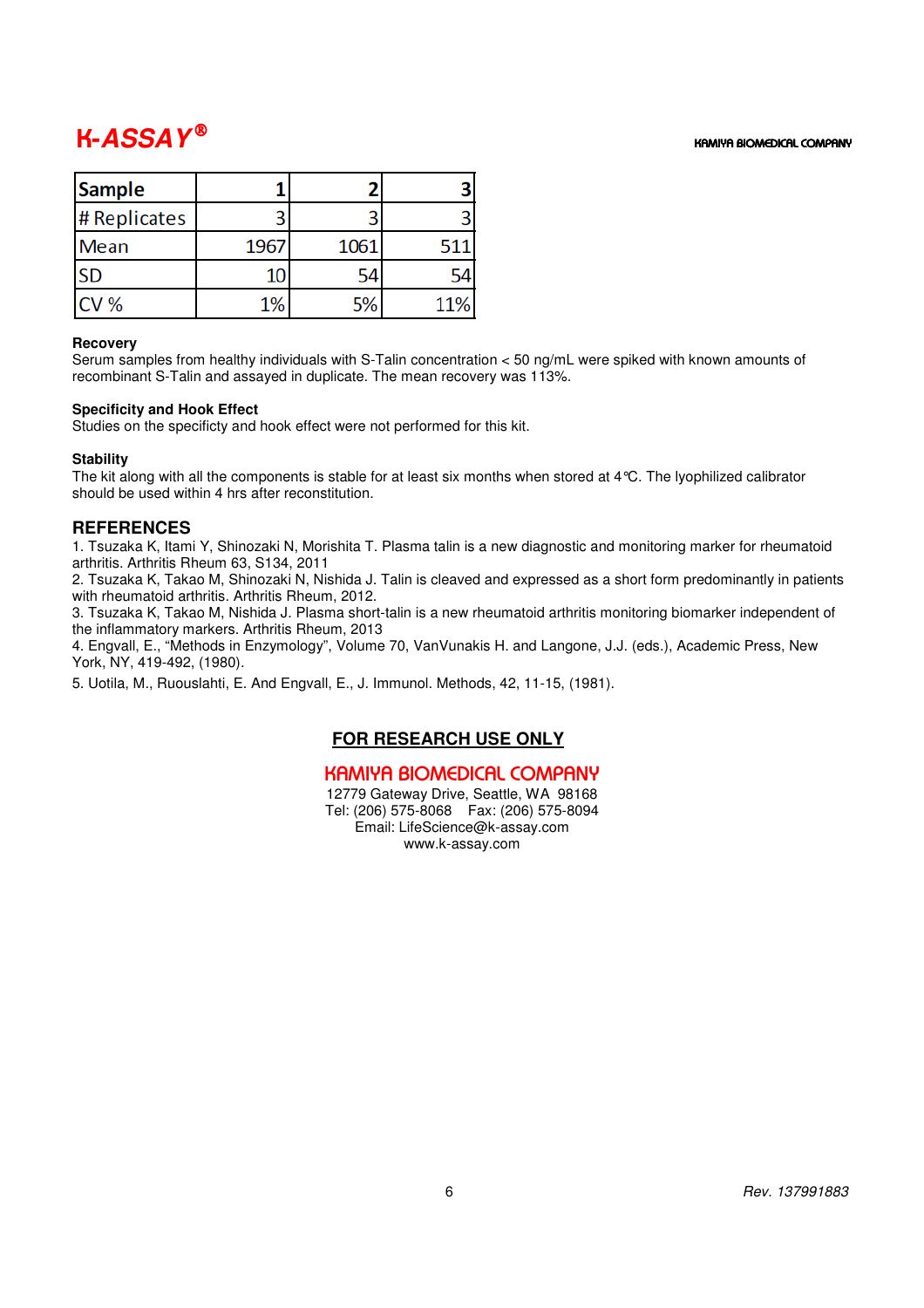| Sample | 1 | 2 | 3 |
|---|---|---|---|
| # Replicates | 3 | 3 | 3 |
| Mean | 1967 | 1061 | 511 |
| SD | 10 | 54 | 54 |
| CV % | 1% | 5% | 11% |

**Recovery**
Serum samples from healthy individuals with S-Talin concentration < 50 ng/mL were spiked with known amounts of recombinant S-Talin and assayed in duplicate. The mean recovery was 113%.

**Specificity and Hook Effect**
Studies on the specficity and hook effect were not performed for this kit.

**Stability**
The kit along with all the components is stable for at least six months when stored at 4℃. The lyophilized calibrator should be used within 4 hrs after reconstitution.

## REFERENCES

1. Tsuzaka K, Itami Y, Shinozaki N, Morishita T. Plasma talin is a new diagnostic and monitoring marker for rheumatoid arthritis. Arthritis Rheum 63, S134, 2011
2. Tsuzaka K, Takao M, Shinozaki N, Nishida J. Talin is cleaved and expressed as a short form predominantly in patients with rheumatoid arthritis. Arthritis Rheum, 2012.
3. Tsuzaka K, Takao M, Nishida J. Plasma short-talin is a new rheumatoid arthritis monitoring biomarker independent of the inflammatory markers. Arthritis Rheum, 2013
4. Engvall, E., "Methods in Enzymology", Volume 70, VanVunakis H. and Langone, J.J. (eds.), Academic Press, New York, NY, 419-492, (1980).
5. Uotila, M., Ruouslahti, E. And Engvall, E., J. Immunol. Methods, 42, 11-15, (1981).

**FOR RESEARCH USE ONLY**

KAMIYA BIOMEDICAL COMPANY
12779 Gateway Drive, Seattle, WA 98168
Tel: (206) 575-8068 Fax: (206) 575-8094
Email: LifeScience@k-assay.com
www.k-assay.com

*Rev. 137991883*